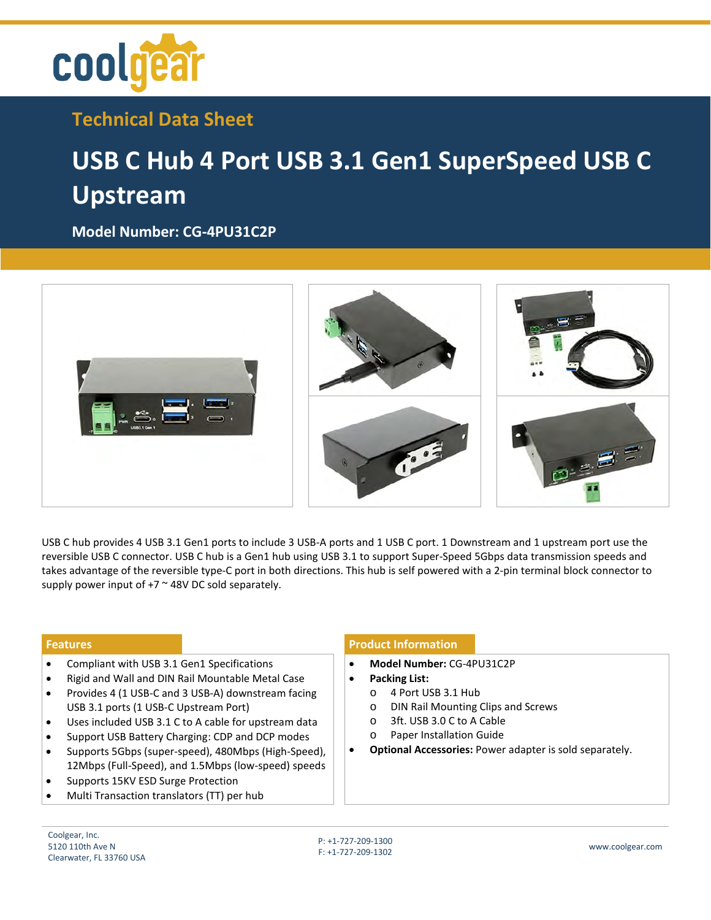# Technical Data Sheet

# USB C Hub 4 Port USB 3.1 Gen1 SuperSpeed USB C Upstream

**Model Number: CG-4PU31C2P**

USB C hub provides 4 USB 3.1 Gen1 ports to include 3 USB-A ports and 1 USB C port. 1 Downstream and 1 upstream port use the reversible USB C connector. USB C hub is a Gen1 hub using USB 3.1 to support Super-Speed 5Gbps data transmission speeds and takes advantage of the reversible type-C port in both directions. This hub is self powered with a 2-pin terminal block connector to supply power input of +7 ~ 48V DC sold separately.

## Features

- Compliant with USB 3.1 Gen1 Specifications
- Rigid and Wall and DIN Rail Mountable Metal Case
- Provides 4 (1 USB-C and 3 USB-A) downstream facing USB 3.1 ports (1 USB-C Upstream Port)
- Uses included USB 3.1 C to A cable for upstream data
- Support USB Battery Charging: CDP and DCP modes
- Supports 5Gbps (super-speed), 480Mbps (High-Speed), 12Mbps (Full-Speed), and 1.5Mbps (low-speed) speeds
- Supports 15KV ESD Surge Protection
- Multi Transaction translators (TT) per hub

## Product Information

- **Model Number:** CG-4PU31C2P
- **Packing List:**
  - 4 Port USB 3.1 Hub
  - DIN Rail Mounting Clips and Screws
  - 3ft. USB 3.0 C to A Cable
  - Paper Installation Guide
- **Optional Accessories:** Power adapter is sold separately.

Coolgear, Inc.
5120 110th Ave N
Clearwater, FL 33760 USA

P: +1-727-209-1300
F: +1-727-209-1302

www.coolgear.com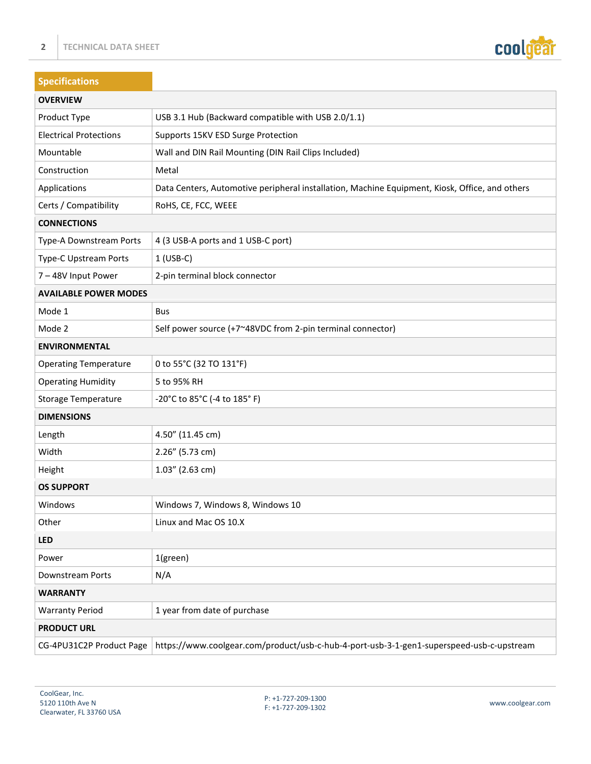## Specifications

| OVERVIEW | |
|---|---|
| Product Type | USB 3.1 Hub (Backward compatible with USB 2.0/1.1) |
| Electrical Protections | Supports 15KV ESD Surge Protection |
| Mountable | Wall and DIN Rail Mounting (DIN Rail Clips Included) |
| Construction | Metal |
| Applications | Data Centers, Automotive peripheral installation, Machine Equipment, Kiosk, Office, and others |
| Certs / Compatibility | RoHS, CE, FCC, WEEE |
| **CONNECTIONS** | |
| Type-A Downstream Ports | 4 (3 USB-A ports and 1 USB-C port) |
| Type-C Upstream Ports | 1 (USB-C) |
| 7 – 48V Input Power | 2-pin terminal block connector |
| **AVAILABLE POWER MODES** | |
| Mode 1 | Bus |
| Mode 2 | Self power source (+7~48VDC from 2-pin terminal connector) |
| **ENVIRONMENTAL** | |
| Operating Temperature | 0 to 55°C (32 TO 131°F) |
| Operating Humidity | 5 to 95% RH |
| Storage Temperature | -20°C to 85°C (-4 to 185° F) |
| **DIMENSIONS** | |
| Length | 4.50” (11.45 cm) |
| Width | 2.26” (5.73 cm) |
| Height | 1.03” (2.63 cm) |
| **OS SUPPORT** | |
| Windows | Windows 7, Windows 8, Windows 10 |
| Other | Linux and Mac OS 10.X |
| **LED** | |
| Power | 1(green) |
| Downstream Ports | N/A |
| **WARRANTY** | |
| Warranty Period | 1 year from date of purchase |
| **PRODUCT URL** | |
| CG-4PU31C2P Product Page | https://www.coolgear.com/product/usb-c-hub-4-port-usb-3-1-gen1-superspeed-usb-c-upstream |

CoolGear, Inc.
5120 110th Ave N
Clearwater, FL 33760 USA

P: +1-727-209-1300
F: +1-727-209-1302

www.coolgear.com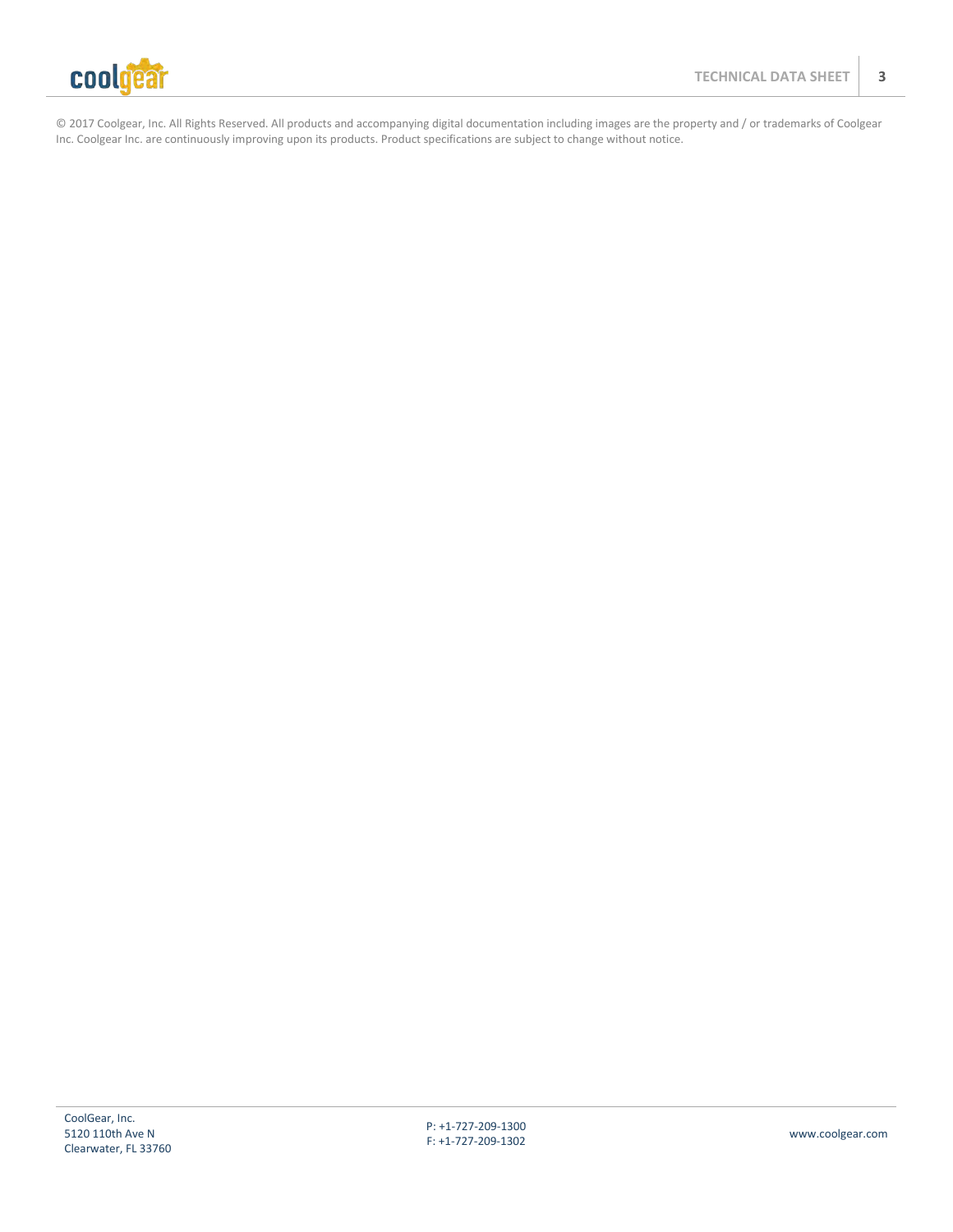© 2017 Coolgear, Inc. All Rights Reserved. All products and accompanying digital documentation including images are the property and / or trademarks of Coolgear Inc. Coolgear Inc. are continuously improving upon its products. Product specifications are subject to change without notice.